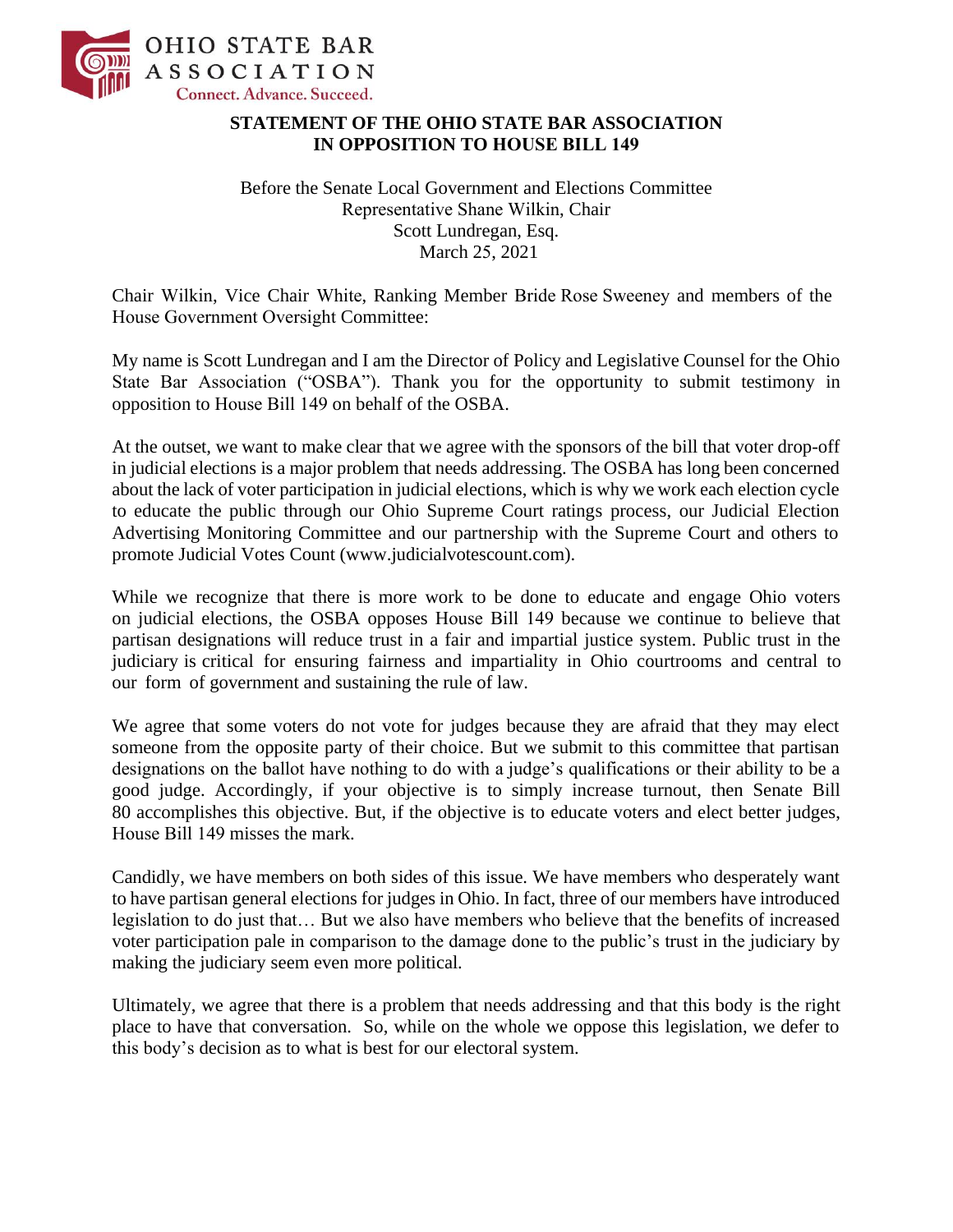OHIO STATE BAR ASSOCIATION
Connect. Advance. Succeed.

**STATEMENT OF THE OHIO STATE BAR ASSOCIATION IN OPPOSITION TO HOUSE BILL 149**

Before the Senate Local Government and Elections Committee
Representative Shane Wilkin, Chair
Scott Lundregan, Esq.
March 25, 2021

Chair Wilkin, Vice Chair White, Ranking Member Bride Rose Sweeney and members of the House Government Oversight Committee:

My name is Scott Lundregan and I am the Director of Policy and Legislative Counsel for the Ohio State Bar Association ("OSBA"). Thank you for the opportunity to submit testimony in opposition to House Bill 149 on behalf of the OSBA.

At the outset, we want to make clear that we agree with the sponsors of the bill that voter drop-off in judicial elections is a major problem that needs addressing. The OSBA has long been concerned about the lack of voter participation in judicial elections, which is why we work each election cycle to educate the public through our Ohio Supreme Court ratings process, our Judicial Election Advertising Monitoring Committee and our partnership with the Supreme Court and others to promote Judicial Votes Count (www.judicialvotescount.com).

While we recognize that there is more work to be done to educate and engage Ohio voters on judicial elections, the OSBA opposes House Bill 149 because we continue to believe that partisan designations will reduce trust in a fair and impartial justice system. Public trust in the judiciary is critical for ensuring fairness and impartiality in Ohio courtrooms and central to our form of government and sustaining the rule of law.

We agree that some voters do not vote for judges because they are afraid that they may elect someone from the opposite party of their choice. But we submit to this committee that partisan designations on the ballot have nothing to do with a judge's qualifications or their ability to be a good judge. Accordingly, if your objective is to simply increase turnout, then Senate Bill 80 accomplishes this objective. But, if the objective is to educate voters and elect better judges, House Bill 149 misses the mark.

Candidly, we have members on both sides of this issue. We have members who desperately want to have partisan general elections for judges in Ohio. In fact, three of our members have introduced legislation to do just that… But we also have members who believe that the benefits of increased voter participation pale in comparison to the damage done to the public's trust in the judiciary by making the judiciary seem even more political.

Ultimately, we agree that there is a problem that needs addressing and that this body is the right place to have that conversation. So, while on the whole we oppose this legislation, we defer to this body's decision as to what is best for our electoral system.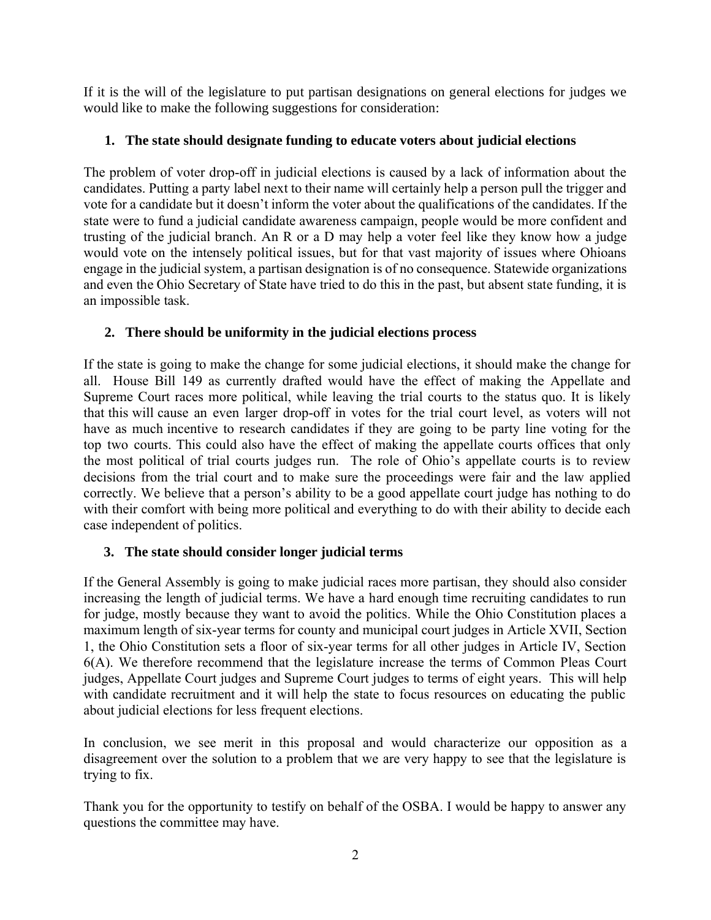If it is the will of the legislature to put partisan designations on general elections for judges we would like to make the following suggestions for consideration:

1. **The state should designate funding to educate voters about judicial elections**

The problem of voter drop-off in judicial elections is caused by a lack of information about the candidates. Putting a party label next to their name will certainly help a person pull the trigger and vote for a candidate but it doesn't inform the voter about the qualifications of the candidates. If the state were to fund a judicial candidate awareness campaign, people would be more confident and trusting of the judicial branch. An R or a D may help a voter feel like they know how a judge would vote on the intensely political issues, but for that vast majority of issues where Ohioans engage in the judicial system, a partisan designation is of no consequence. Statewide organizations and even the Ohio Secretary of State have tried to do this in the past, but absent state funding, it is an impossible task.

2. **There should be uniformity in the judicial elections process**

If the state is going to make the change for some judicial elections, it should make the change for all. House Bill 149 as currently drafted would have the effect of making the Appellate and Supreme Court races more political, while leaving the trial courts to the status quo. It is likely that this will cause an even larger drop-off in votes for the trial court level, as voters will not have as much incentive to research candidates if they are going to be party line voting for the top two courts. This could also have the effect of making the appellate courts offices that only the most political of trial courts judges run. The role of Ohio's appellate courts is to review decisions from the trial court and to make sure the proceedings were fair and the law applied correctly. We believe that a person's ability to be a good appellate court judge has nothing to do with their comfort with being more political and everything to do with their ability to decide each case independent of politics.

3. **The state should consider longer judicial terms**

If the General Assembly is going to make judicial races more partisan, they should also consider increasing the length of judicial terms. We have a hard enough time recruiting candidates to run for judge, mostly because they want to avoid the politics. While the Ohio Constitution places a maximum length of six-year terms for county and municipal court judges in Article XVII, Section 1, the Ohio Constitution sets a floor of six-year terms for all other judges in Article IV, Section 6(A). We therefore recommend that the legislature increase the terms of Common Pleas Court judges, Appellate Court judges and Supreme Court judges to terms of eight years. This will help with candidate recruitment and it will help the state to focus resources on educating the public about judicial elections for less frequent elections.

In conclusion, we see merit in this proposal and would characterize our opposition as a disagreement over the solution to a problem that we are very happy to see that the legislature is trying to fix.

Thank you for the opportunity to testify on behalf of the OSBA. I would be happy to answer any questions the committee may have.